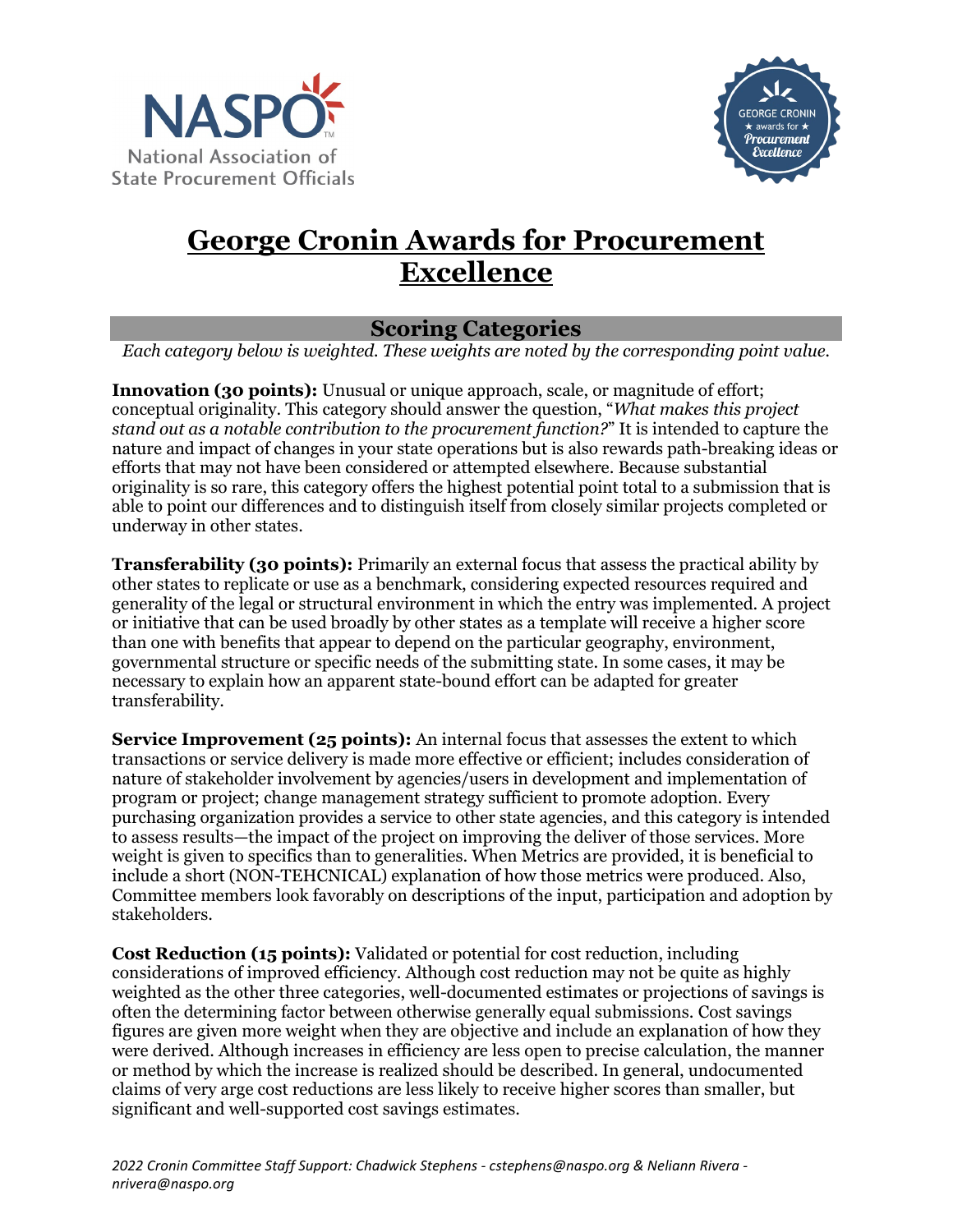NASPO

National Association of State Procurement Officials

GEORGE CRONIN ★ awards for ★ Procurement Excellence

# George Cronin Awards for Procurement Excellence

## Scoring Categories

*Each category below is weighted. These weights are noted by the corresponding point value.*

**Innovation (30 points):** Unusual or unique approach, scale, or magnitude of effort; conceptual originality. This category should answer the question, "*What makes this project stand out as a notable contribution to the procurement function?*" It is intended to capture the nature and impact of changes in your state operations but is also rewards path-breaking ideas or efforts that may not have been considered or attempted elsewhere. Because substantial originality is so rare, this category offers the highest potential point total to a submission that is able to point our differences and to distinguish itself from closely similar projects completed or underway in other states.

**Transferability (30 points):** Primarily an external focus that assess the practical ability by other states to replicate or use as a benchmark, considering expected resources required and generality of the legal or structural environment in which the entry was implemented. A project or initiative that can be used broadly by other states as a template will receive a higher score than one with benefits that appear to depend on the particular geography, environment, governmental structure or specific needs of the submitting state. In some cases, it may be necessary to explain how an apparent state-bound effort can be adapted for greater transferability.

**Service Improvement (25 points):** An internal focus that assesses the extent to which transactions or service delivery is made more effective or efficient; includes consideration of nature of stakeholder involvement by agencies/users in development and implementation of program or project; change management strategy sufficient to promote adoption. Every purchasing organization provides a service to other state agencies, and this category is intended to assess results—the impact of the project on improving the deliver of those services. More weight is given to specifics than to generalities. When Metrics are provided, it is beneficial to include a short (NON-TEHCNICAL) explanation of how those metrics were produced. Also, Committee members look favorably on descriptions of the input, participation and adoption by stakeholders.

**Cost Reduction (15 points):** Validated or potential for cost reduction, including considerations of improved efficiency. Although cost reduction may not be quite as highly weighted as the other three categories, well-documented estimates or projections of savings is often the determining factor between otherwise generally equal submissions. Cost savings figures are given more weight when they are objective and include an explanation of how they were derived. Although increases in efficiency are less open to precise calculation, the manner or method by which the increase is realized should be described. In general, undocumented claims of very arge cost reductions are less likely to receive higher scores than smaller, but significant and well-supported cost savings estimates.

*2022 Cronin Committee Staff Support: Chadwick Stephens - cstephens@naspo.org & Neliann Rivera - nrivera@naspo.org*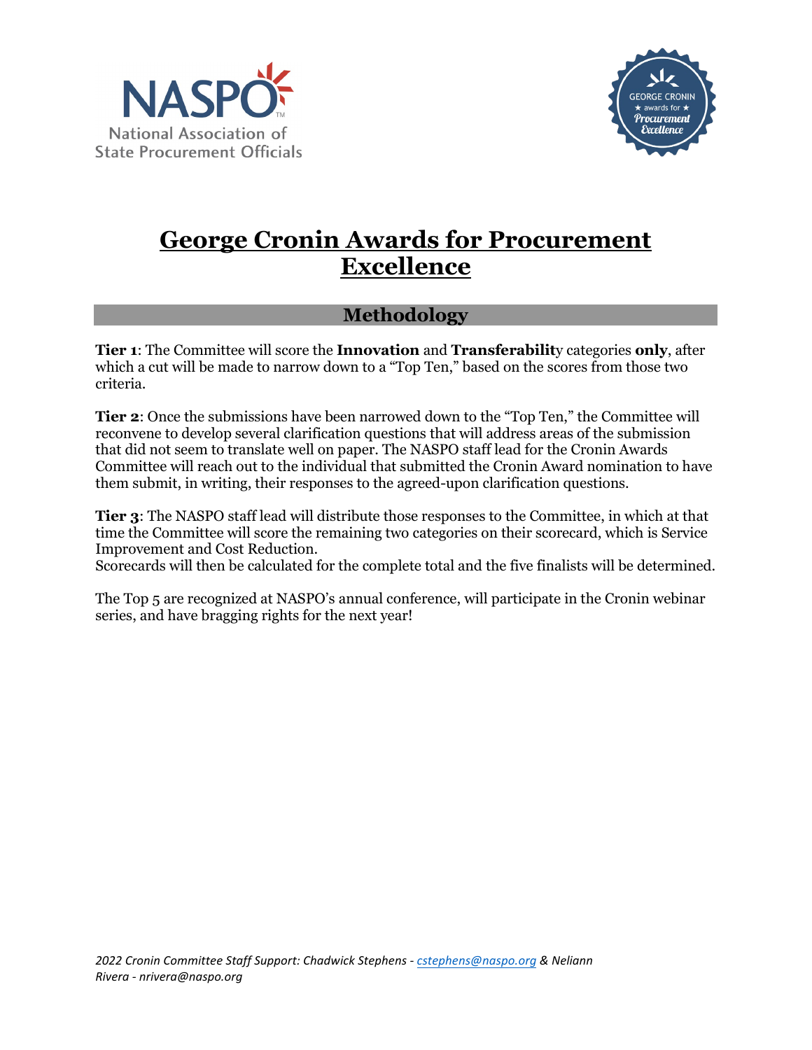# George Cronin Awards for Procurement Excellence

## Methodology

**Tier 1**: The Committee will score the **Innovation** and **Transferabilit**y categories **only**, after which a cut will be made to narrow down to a "Top Ten," based on the scores from those two criteria.

**Tier 2**: Once the submissions have been narrowed down to the "Top Ten," the Committee will reconvene to develop several clarification questions that will address areas of the submission that did not seem to translate well on paper. The NASPO staff lead for the Cronin Awards Committee will reach out to the individual that submitted the Cronin Award nomination to have them submit, in writing, their responses to the agreed-upon clarification questions.

**Tier 3**: The NASPO staff lead will distribute those responses to the Committee, in which at that time the Committee will score the remaining two categories on their scorecard, which is Service Improvement and Cost Reduction.
Scorecards will then be calculated for the complete total and the five finalists will be determined.

The Top 5 are recognized at NASPO's annual conference, will participate in the Cronin webinar series, and have bragging rights for the next year!

*2022 Cronin Committee Staff Support: Chadwick Stephens - cstephens@naspo.org & Neliann Rivera - nrivera@naspo.org*